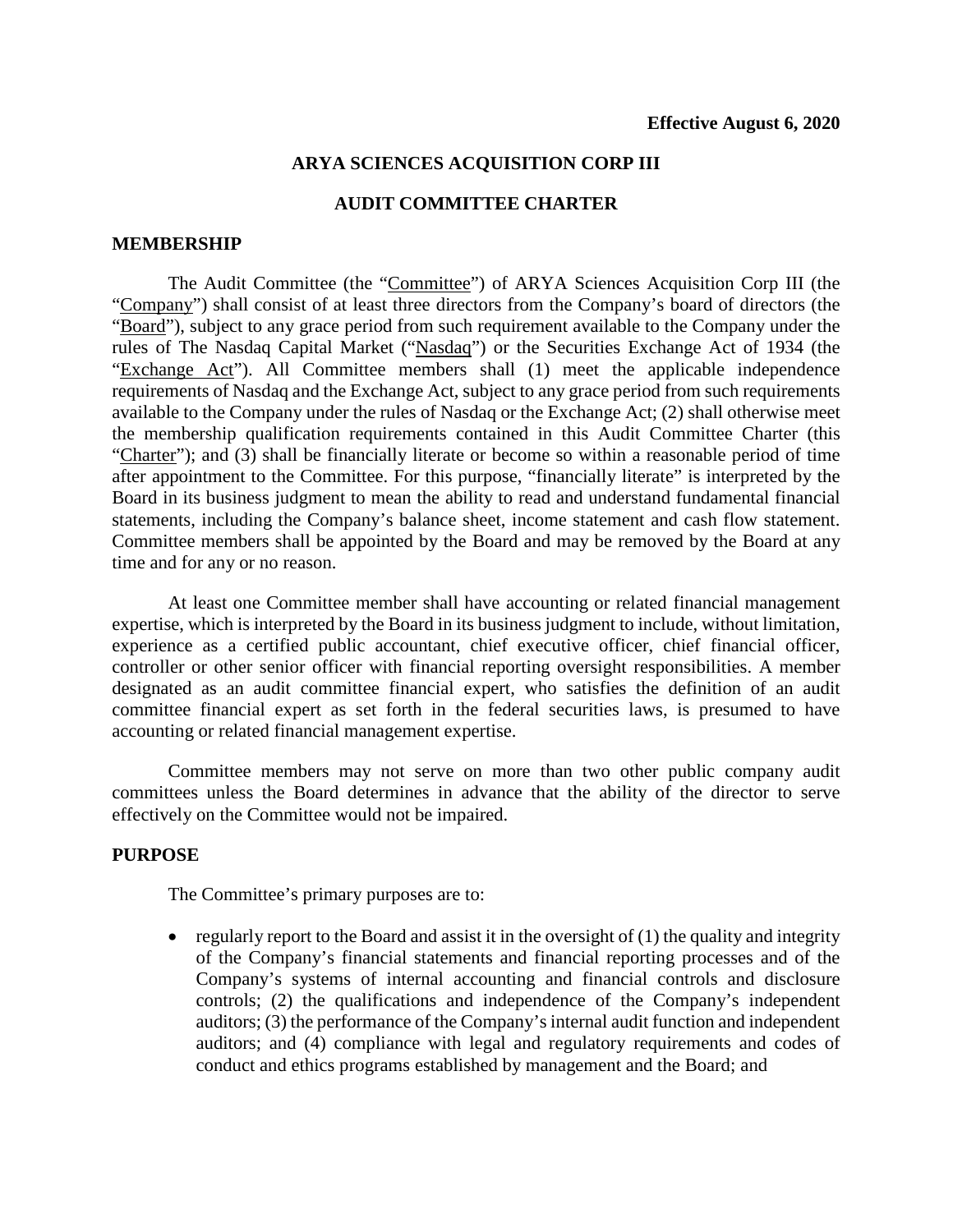**Effective August 6, 2020**

# ARYA SCIENCES ACQUISITION CORP III

## AUDIT COMMITTEE CHARTER

### MEMBERSHIP

The Audit Committee (the "Committee") of ARYA Sciences Acquisition Corp III (the "Company") shall consist of at least three directors from the Company's board of directors (the "Board"), subject to any grace period from such requirement available to the Company under the rules of The Nasdaq Capital Market ("Nasdaq") or the Securities Exchange Act of 1934 (the "Exchange Act"). All Committee members shall (1) meet the applicable independence requirements of Nasdaq and the Exchange Act, subject to any grace period from such requirements available to the Company under the rules of Nasdaq or the Exchange Act; (2) shall otherwise meet the membership qualification requirements contained in this Audit Committee Charter (this "Charter"); and (3) shall be financially literate or become so within a reasonable period of time after appointment to the Committee. For this purpose, "financially literate" is interpreted by the Board in its business judgment to mean the ability to read and understand fundamental financial statements, including the Company's balance sheet, income statement and cash flow statement. Committee members shall be appointed by the Board and may be removed by the Board at any time and for any or no reason.

At least one Committee member shall have accounting or related financial management expertise, which is interpreted by the Board in its business judgment to include, without limitation, experience as a certified public accountant, chief executive officer, chief financial officer, controller or other senior officer with financial reporting oversight responsibilities. A member designated as an audit committee financial expert, who satisfies the definition of an audit committee financial expert as set forth in the federal securities laws, is presumed to have accounting or related financial management expertise.

Committee members may not serve on more than two other public company audit committees unless the Board determines in advance that the ability of the director to serve effectively on the Committee would not be impaired.

### PURPOSE

The Committee's primary purposes are to:

- regularly report to the Board and assist it in the oversight of (1) the quality and integrity of the Company's financial statements and financial reporting processes and of the Company's systems of internal accounting and financial controls and disclosure controls; (2) the qualifications and independence of the Company's independent auditors; (3) the performance of the Company's internal audit function and independent auditors; and (4) compliance with legal and regulatory requirements and codes of conduct and ethics programs established by management and the Board; and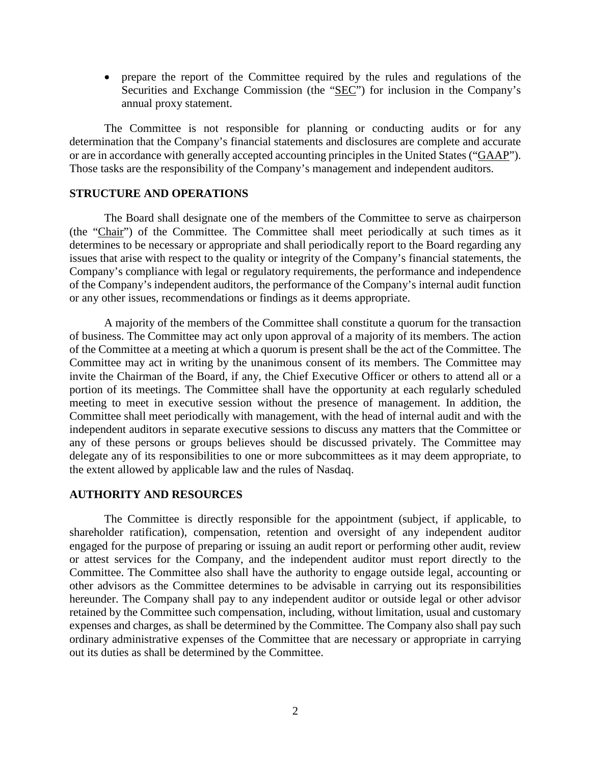- prepare the report of the Committee required by the rules and regulations of the Securities and Exchange Commission (the "SEC") for inclusion in the Company's annual proxy statement.

The Committee is not responsible for planning or conducting audits or for any determination that the Company's financial statements and disclosures are complete and accurate or are in accordance with generally accepted accounting principles in the United States ("GAAP"). Those tasks are the responsibility of the Company's management and independent auditors.

## STRUCTURE AND OPERATIONS

The Board shall designate one of the members of the Committee to serve as chairperson (the "Chair") of the Committee. The Committee shall meet periodically at such times as it determines to be necessary or appropriate and shall periodically report to the Board regarding any issues that arise with respect to the quality or integrity of the Company's financial statements, the Company's compliance with legal or regulatory requirements, the performance and independence of the Company's independent auditors, the performance of the Company's internal audit function or any other issues, recommendations or findings as it deems appropriate.

A majority of the members of the Committee shall constitute a quorum for the transaction of business. The Committee may act only upon approval of a majority of its members. The action of the Committee at a meeting at which a quorum is present shall be the act of the Committee. The Committee may act in writing by the unanimous consent of its members. The Committee may invite the Chairman of the Board, if any, the Chief Executive Officer or others to attend all or a portion of its meetings. The Committee shall have the opportunity at each regularly scheduled meeting to meet in executive session without the presence of management. In addition, the Committee shall meet periodically with management, with the head of internal audit and with the independent auditors in separate executive sessions to discuss any matters that the Committee or any of these persons or groups believes should be discussed privately. The Committee may delegate any of its responsibilities to one or more subcommittees as it may deem appropriate, to the extent allowed by applicable law and the rules of Nasdaq.

## AUTHORITY AND RESOURCES

The Committee is directly responsible for the appointment (subject, if applicable, to shareholder ratification), compensation, retention and oversight of any independent auditor engaged for the purpose of preparing or issuing an audit report or performing other audit, review or attest services for the Company, and the independent auditor must report directly to the Committee. The Committee also shall have the authority to engage outside legal, accounting or other advisors as the Committee determines to be advisable in carrying out its responsibilities hereunder. The Company shall pay to any independent auditor or outside legal or other advisor retained by the Committee such compensation, including, without limitation, usual and customary expenses and charges, as shall be determined by the Committee. The Company also shall pay such ordinary administrative expenses of the Committee that are necessary or appropriate in carrying out its duties as shall be determined by the Committee.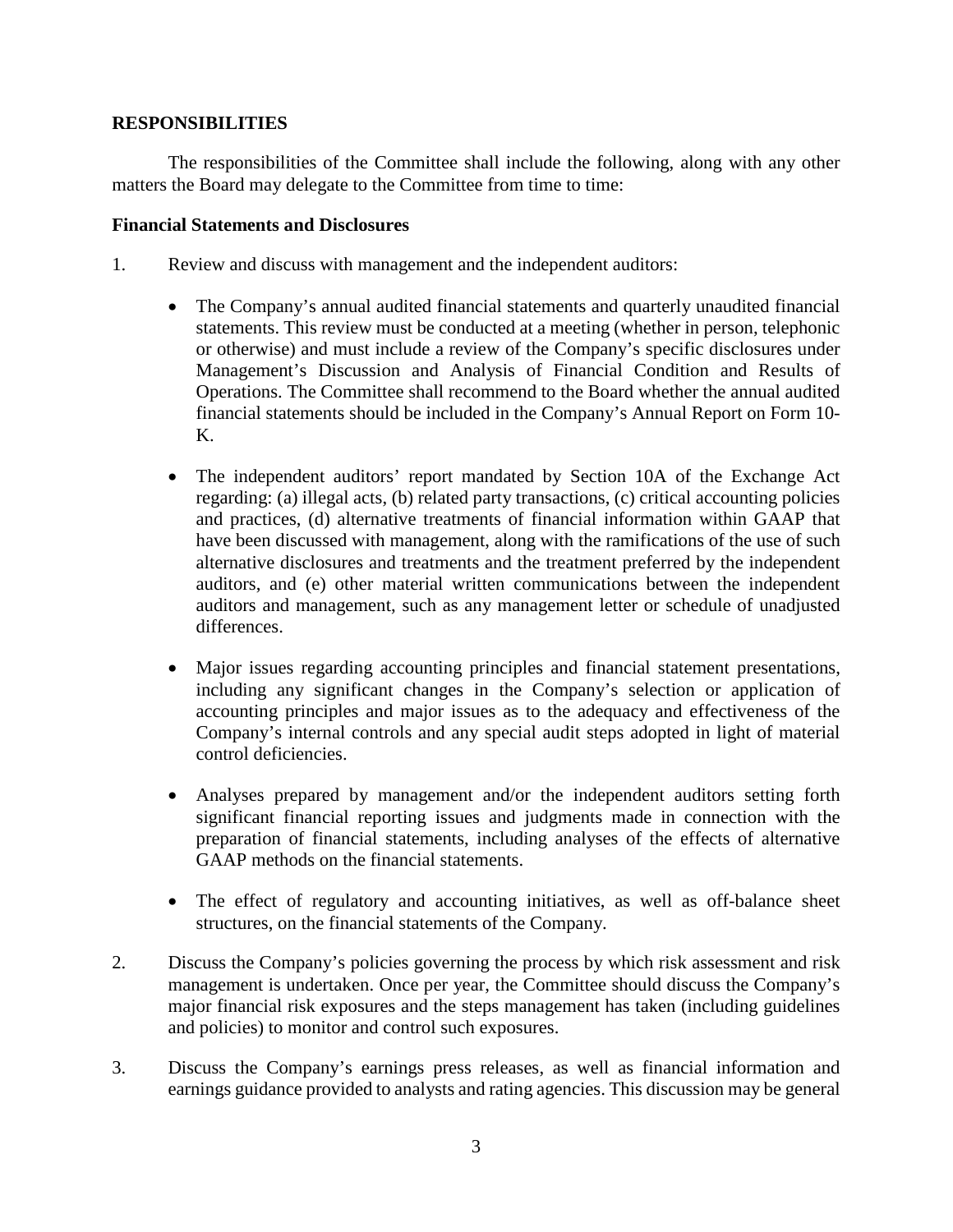## RESPONSIBILITIES

The responsibilities of the Committee shall include the following, along with any other matters the Board may delegate to the Committee from time to time:

### Financial Statements and Disclosures

1. Review and discuss with management and the independent auditors:

   - The Company's annual audited financial statements and quarterly unaudited financial statements. This review must be conducted at a meeting (whether in person, telephonic or otherwise) and must include a review of the Company's specific disclosures under Management's Discussion and Analysis of Financial Condition and Results of Operations. The Committee shall recommend to the Board whether the annual audited financial statements should be included in the Company's Annual Report on Form 10-K.

   - The independent auditors' report mandated by Section 10A of the Exchange Act regarding: (a) illegal acts, (b) related party transactions, (c) critical accounting policies and practices, (d) alternative treatments of financial information within GAAP that have been discussed with management, along with the ramifications of the use of such alternative disclosures and treatments and the treatment preferred by the independent auditors, and (e) other material written communications between the independent auditors and management, such as any management letter or schedule of unadjusted differences.

   - Major issues regarding accounting principles and financial statement presentations, including any significant changes in the Company's selection or application of accounting principles and major issues as to the adequacy and effectiveness of the Company's internal controls and any special audit steps adopted in light of material control deficiencies.

   - Analyses prepared by management and/or the independent auditors setting forth significant financial reporting issues and judgments made in connection with the preparation of financial statements, including analyses of the effects of alternative GAAP methods on the financial statements.

   - The effect of regulatory and accounting initiatives, as well as off-balance sheet structures, on the financial statements of the Company.

2. Discuss the Company's policies governing the process by which risk assessment and risk management is undertaken. Once per year, the Committee should discuss the Company's major financial risk exposures and the steps management has taken (including guidelines and policies) to monitor and control such exposures.

3. Discuss the Company's earnings press releases, as well as financial information and earnings guidance provided to analysts and rating agencies. This discussion may be general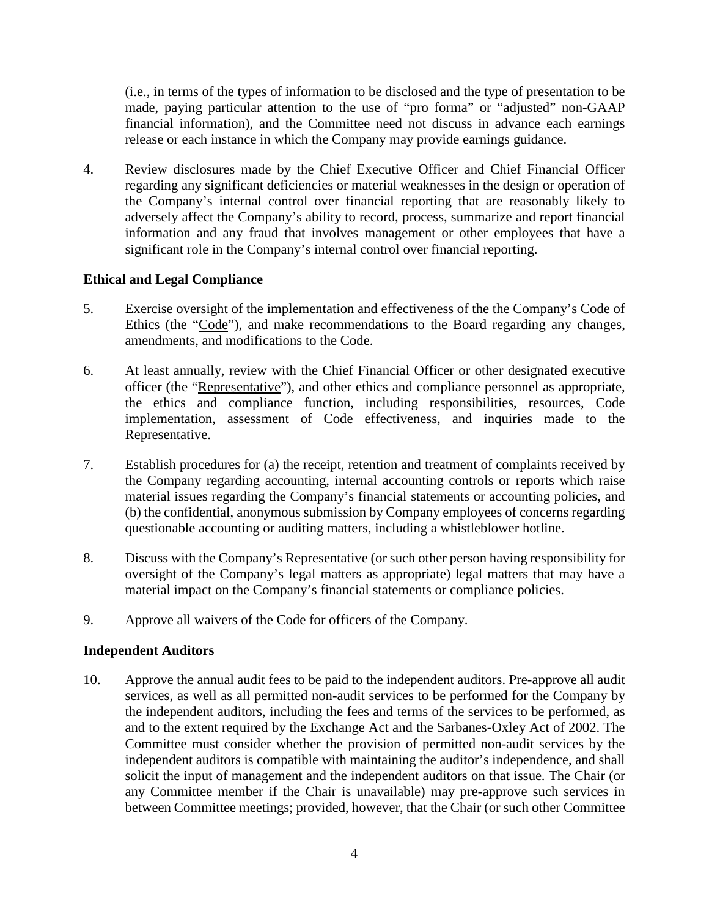(i.e., in terms of the types of information to be disclosed and the type of presentation to be made, paying particular attention to the use of "pro forma" or "adjusted" non-GAAP financial information), and the Committee need not discuss in advance each earnings release or each instance in which the Company may provide earnings guidance.

4. Review disclosures made by the Chief Executive Officer and Chief Financial Officer regarding any significant deficiencies or material weaknesses in the design or operation of the Company's internal control over financial reporting that are reasonably likely to adversely affect the Company's ability to record, process, summarize and report financial information and any fraud that involves management or other employees that have a significant role in the Company's internal control over financial reporting.

**Ethical and Legal Compliance**

5. Exercise oversight of the implementation and effectiveness of the the Company's Code of Ethics (the "Code"), and make recommendations to the Board regarding any changes, amendments, and modifications to the Code.

6. At least annually, review with the Chief Financial Officer or other designated executive officer (the "Representative"), and other ethics and compliance personnel as appropriate, the ethics and compliance function, including responsibilities, resources, Code implementation, assessment of Code effectiveness, and inquiries made to the Representative.

7. Establish procedures for (a) the receipt, retention and treatment of complaints received by the Company regarding accounting, internal accounting controls or reports which raise material issues regarding the Company's financial statements or accounting policies, and (b) the confidential, anonymous submission by Company employees of concerns regarding questionable accounting or auditing matters, including a whistleblower hotline.

8. Discuss with the Company's Representative (or such other person having responsibility for oversight of the Company's legal matters as appropriate) legal matters that may have a material impact on the Company's financial statements or compliance policies.

9. Approve all waivers of the Code for officers of the Company.

**Independent Auditors**

10. Approve the annual audit fees to be paid to the independent auditors. Pre-approve all audit services, as well as all permitted non-audit services to be performed for the Company by the independent auditors, including the fees and terms of the services to be performed, as and to the extent required by the Exchange Act and the Sarbanes-Oxley Act of 2002. The Committee must consider whether the provision of permitted non-audit services by the independent auditors is compatible with maintaining the auditor's independence, and shall solicit the input of management and the independent auditors on that issue. The Chair (or any Committee member if the Chair is unavailable) may pre-approve such services in between Committee meetings; provided, however, that the Chair (or such other Committee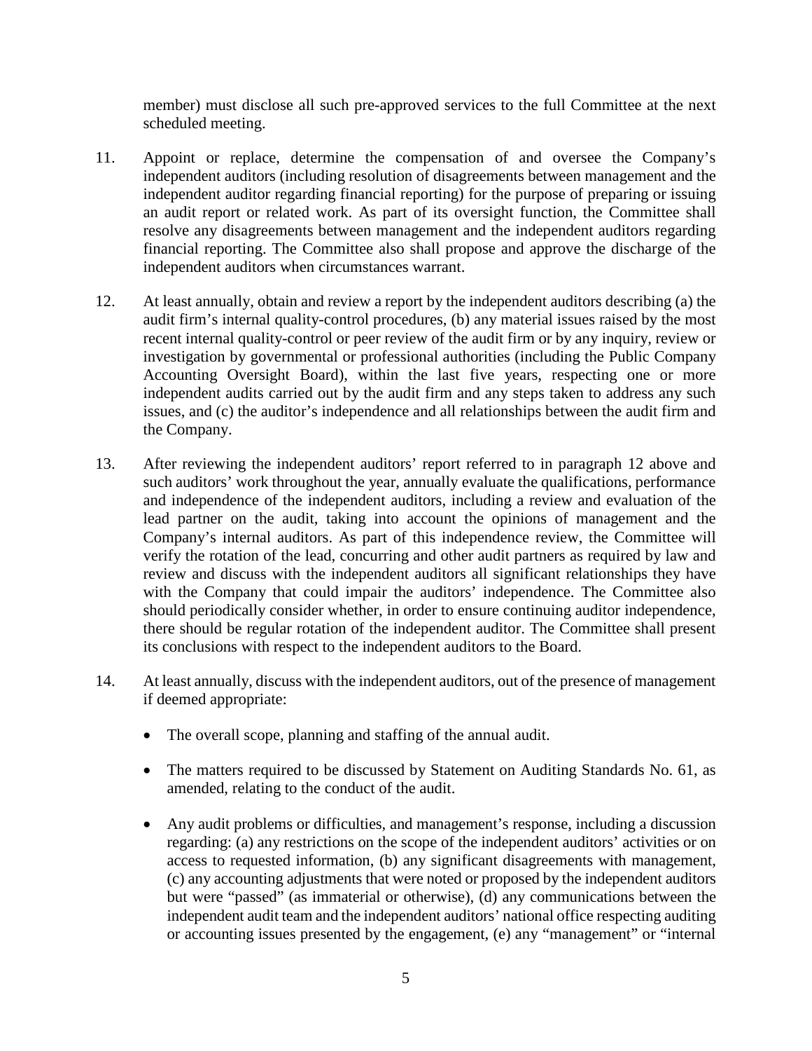member) must disclose all such pre-approved services to the full Committee at the next scheduled meeting.

11. Appoint or replace, determine the compensation of and oversee the Company's independent auditors (including resolution of disagreements between management and the independent auditor regarding financial reporting) for the purpose of preparing or issuing an audit report or related work. As part of its oversight function, the Committee shall resolve any disagreements between management and the independent auditors regarding financial reporting. The Committee also shall propose and approve the discharge of the independent auditors when circumstances warrant.

12. At least annually, obtain and review a report by the independent auditors describing (a) the audit firm's internal quality-control procedures, (b) any material issues raised by the most recent internal quality-control or peer review of the audit firm or by any inquiry, review or investigation by governmental or professional authorities (including the Public Company Accounting Oversight Board), within the last five years, respecting one or more independent audits carried out by the audit firm and any steps taken to address any such issues, and (c) the auditor's independence and all relationships between the audit firm and the Company.

13. After reviewing the independent auditors' report referred to in paragraph 12 above and such auditors' work throughout the year, annually evaluate the qualifications, performance and independence of the independent auditors, including a review and evaluation of the lead partner on the audit, taking into account the opinions of management and the Company's internal auditors. As part of this independence review, the Committee will verify the rotation of the lead, concurring and other audit partners as required by law and review and discuss with the independent auditors all significant relationships they have with the Company that could impair the auditors' independence. The Committee also should periodically consider whether, in order to ensure continuing auditor independence, there should be regular rotation of the independent auditor. The Committee shall present its conclusions with respect to the independent auditors to the Board.

14. At least annually, discuss with the independent auditors, out of the presence of management if deemed appropriate:

    - The overall scope, planning and staffing of the annual audit.

    - The matters required to be discussed by Statement on Auditing Standards No. 61, as amended, relating to the conduct of the audit.

    - Any audit problems or difficulties, and management's response, including a discussion regarding: (a) any restrictions on the scope of the independent auditors' activities or on access to requested information, (b) any significant disagreements with management, (c) any accounting adjustments that were noted or proposed by the independent auditors but were "passed" (as immaterial or otherwise), (d) any communications between the independent audit team and the independent auditors' national office respecting auditing or accounting issues presented by the engagement, (e) any "management" or "internal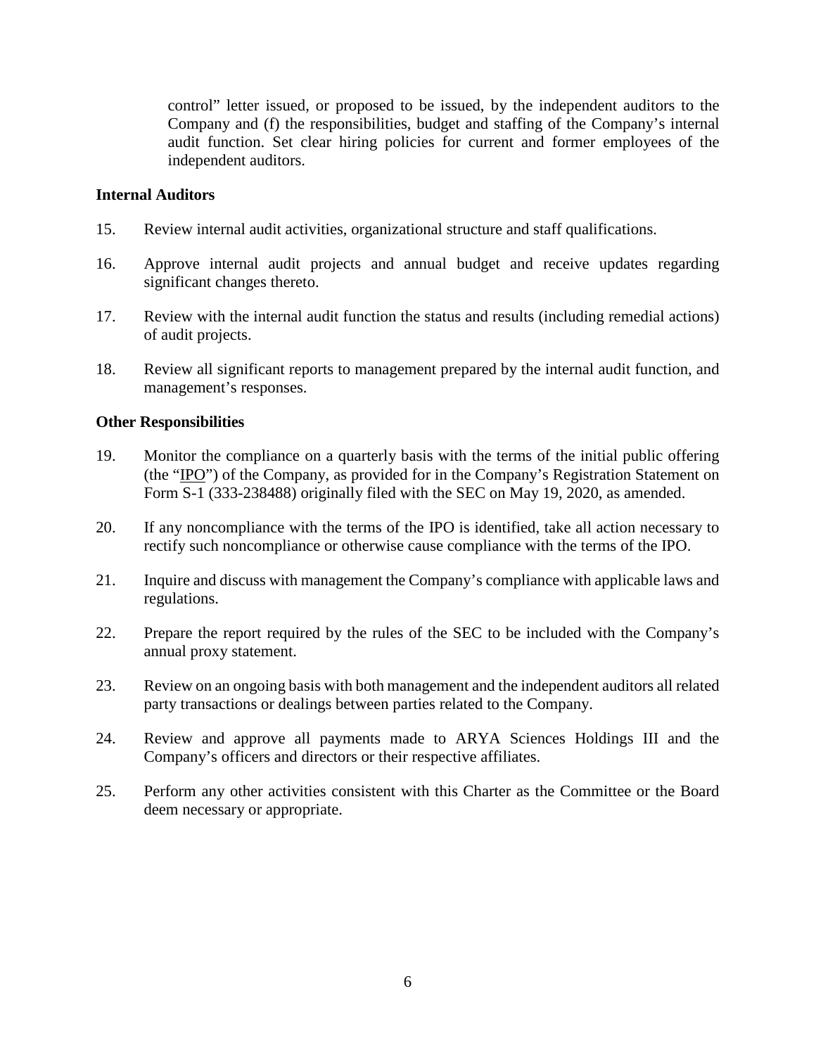control" letter issued, or proposed to be issued, by the independent auditors to the Company and (f) the responsibilities, budget and staffing of the Company's internal audit function. Set clear hiring policies for current and former employees of the independent auditors.

**Internal Auditors**

15. Review internal audit activities, organizational structure and staff qualifications.

16. Approve internal audit projects and annual budget and receive updates regarding significant changes thereto.

17. Review with the internal audit function the status and results (including remedial actions) of audit projects.

18. Review all significant reports to management prepared by the internal audit function, and management's responses.

**Other Responsibilities**

19. Monitor the compliance on a quarterly basis with the terms of the initial public offering (the "IPO") of the Company, as provided for in the Company's Registration Statement on Form S-1 (333-238488) originally filed with the SEC on May 19, 2020, as amended.

20. If any noncompliance with the terms of the IPO is identified, take all action necessary to rectify such noncompliance or otherwise cause compliance with the terms of the IPO.

21. Inquire and discuss with management the Company's compliance with applicable laws and regulations.

22. Prepare the report required by the rules of the SEC to be included with the Company's annual proxy statement.

23. Review on an ongoing basis with both management and the independent auditors all related party transactions or dealings between parties related to the Company.

24. Review and approve all payments made to ARYA Sciences Holdings III and the Company's officers and directors or their respective affiliates.

25. Perform any other activities consistent with this Charter as the Committee or the Board deem necessary or appropriate.